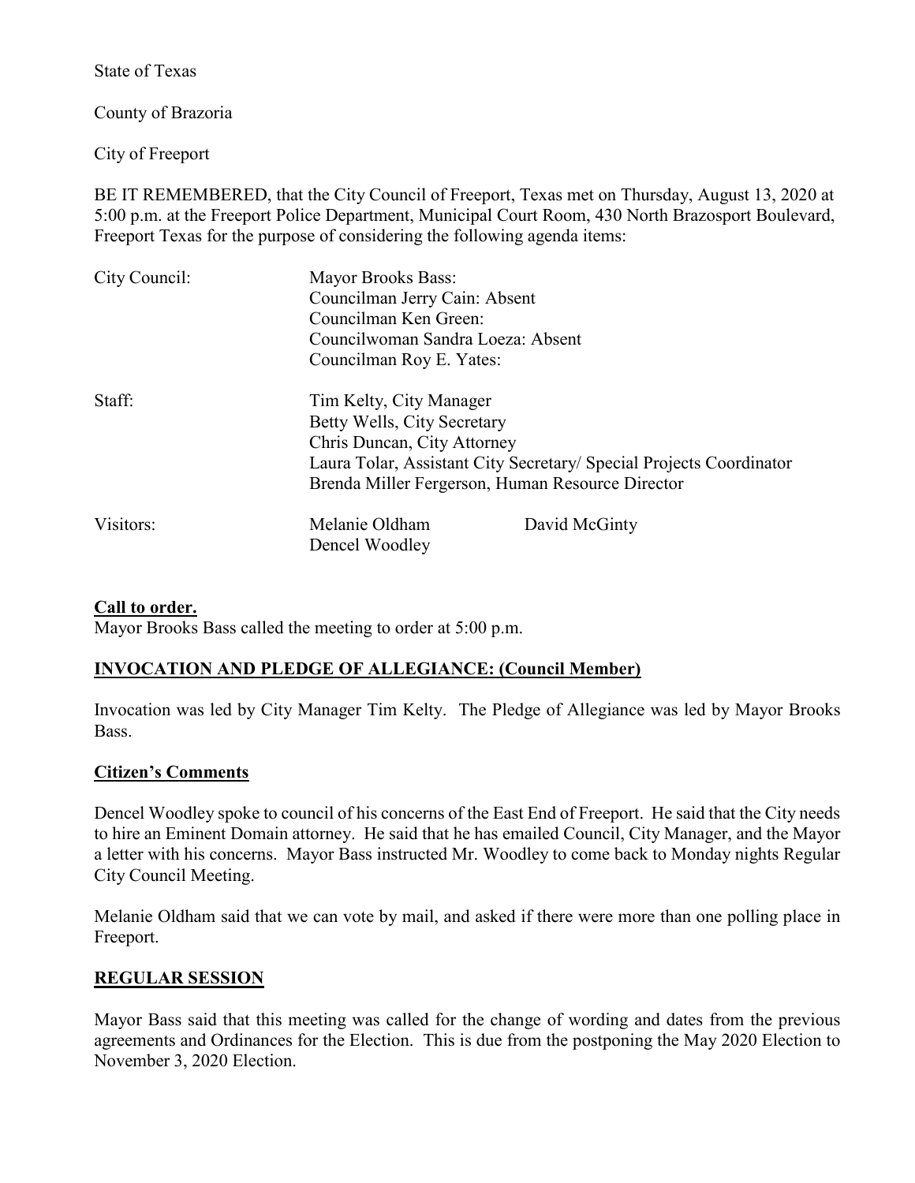State of Texas

County of Brazoria

City of Freeport

BE IT REMEMBERED, that the City Council of Freeport, Texas met on Thursday, August 13, 2020 at 5:00 p.m. at the Freeport Police Department, Municipal Court Room, 430 North Brazosport Boulevard, Freeport Texas for the purpose of considering the following agenda items:

| | | |
|---|---|---|
| City Council: | Mayor Brooks Bass:<br>Councilman Jerry Cain: Absent<br>Councilman Ken Green:<br>Councilwoman Sandra Loeza: Absent<br>Councilman Roy E. Yates: | |
| Staff: | Tim Kelty, City Manager<br>Betty Wells, City Secretary<br>Chris Duncan, City Attorney<br>Laura Tolar, Assistant City Secretary/ Special Projects Coordinator<br>Brenda Miller Fergerson, Human Resource Director | |
| Visitors: | Melanie Oldham<br>Dencel Woodley | David McGinty |

**Call to order.**

Mayor Brooks Bass called the meeting to order at 5:00 p.m.

**INVOCATION AND PLEDGE OF ALLEGIANCE: (Council Member)**

Invocation was led by City Manager Tim Kelty. The Pledge of Allegiance was led by Mayor Brooks Bass.

**Citizen's Comments**

Dencel Woodley spoke to council of his concerns of the East End of Freeport. He said that the City needs to hire an Eminent Domain attorney. He said that he has emailed Council, City Manager, and the Mayor a letter with his concerns. Mayor Bass instructed Mr. Woodley to come back to Monday nights Regular City Council Meeting.

Melanie Oldham said that we can vote by mail, and asked if there were more than one polling place in Freeport.

**REGULAR SESSION**

Mayor Bass said that this meeting was called for the change of wording and dates from the previous agreements and Ordinances for the Election. This is due from the postponing the May 2020 Election to November 3, 2020 Election.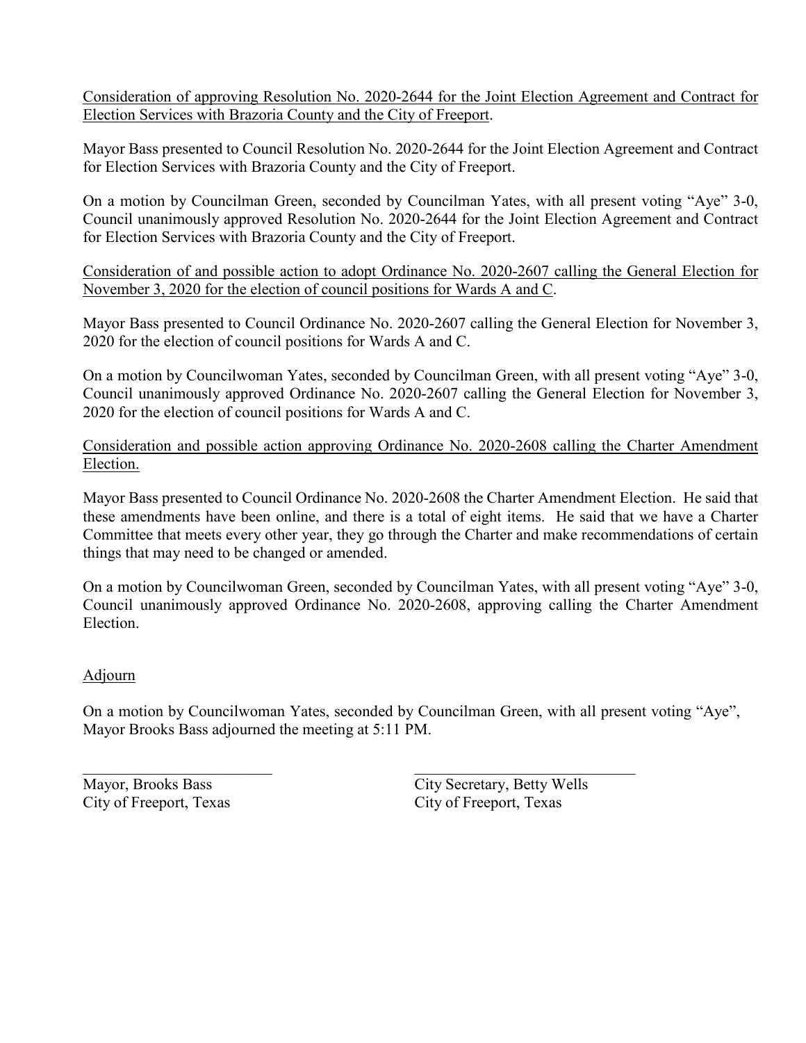Consideration of approving Resolution No. 2020-2644 for the Joint Election Agreement and Contract for Election Services with Brazoria County and the City of Freeport.

Mayor Bass presented to Council Resolution No. 2020-2644 for the Joint Election Agreement and Contract for Election Services with Brazoria County and the City of Freeport.

On a motion by Councilman Green, seconded by Councilman Yates, with all present voting "Aye" 3-0, Council unanimously approved Resolution No. 2020-2644 for the Joint Election Agreement and Contract for Election Services with Brazoria County and the City of Freeport.

Consideration of and possible action to adopt Ordinance No. 2020-2607 calling the General Election for November 3, 2020 for the election of council positions for Wards A and C.

Mayor Bass presented to Council Ordinance No. 2020-2607 calling the General Election for November 3, 2020 for the election of council positions for Wards A and C.

On a motion by Councilwoman Yates, seconded by Councilman Green, with all present voting "Aye" 3-0, Council unanimously approved Ordinance No. 2020-2607 calling the General Election for November 3, 2020 for the election of council positions for Wards A and C.

Consideration and possible action approving Ordinance No. 2020-2608 calling the Charter Amendment Election.

Mayor Bass presented to Council Ordinance No. 2020-2608 the Charter Amendment Election. He said that these amendments have been online, and there is a total of eight items. He said that we have a Charter Committee that meets every other year, they go through the Charter and make recommendations of certain things that may need to be changed or amended.

On a motion by Councilwoman Green, seconded by Councilman Yates, with all present voting "Aye" 3-0, Council unanimously approved Ordinance No. 2020-2608, approving calling the Charter Amendment Election.

Adjourn

On a motion by Councilwoman Yates, seconded by Councilman Green, with all present voting "Aye", Mayor Brooks Bass adjourned the meeting at 5:11 PM.

\_\_\_\_\_\_\_\_\_\_\_\_\_\_\_\_\_\_\_\_\_\_\_\_\_\_
Mayor, Brooks Bass
City of Freeport, Texas

\_\_\_\_\_\_\_\_\_\_\_\_\_\_\_\_\_\_\_\_\_\_\_\_\_\_
City Secretary, Betty Wells
City of Freeport, Texas